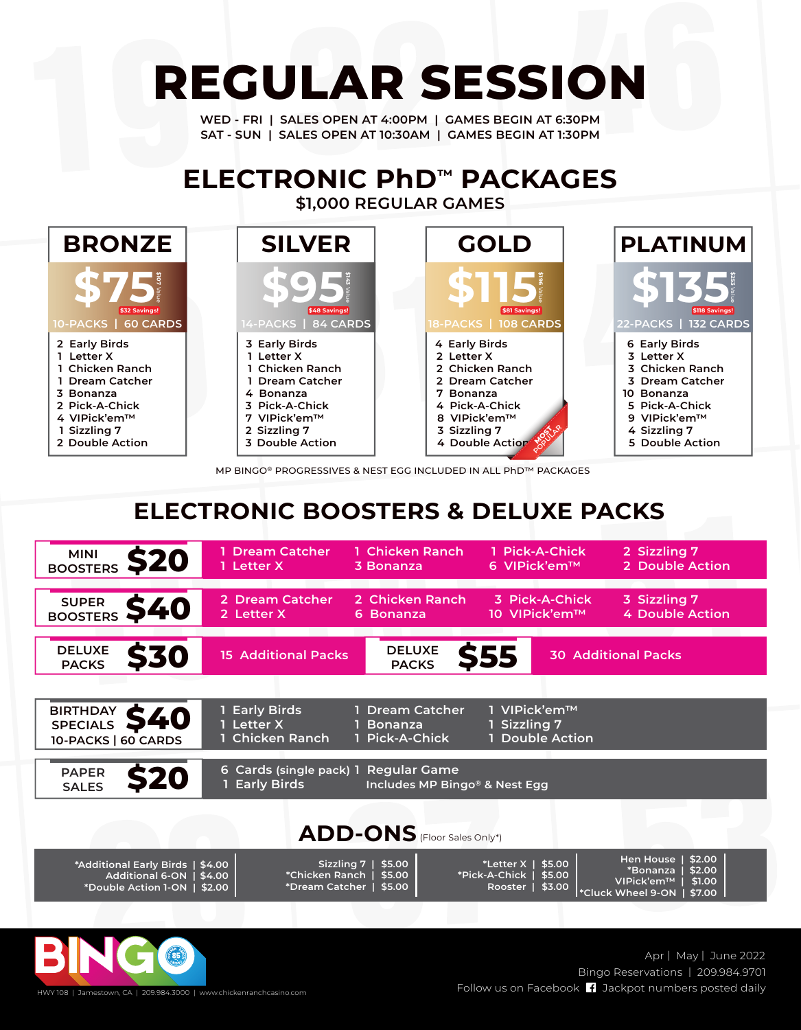# REGULAR SESSION

WED - FRI | SALES OPEN AT 4:00PM | GAMES BEGIN AT 6:30PM
SAT - SUN | SALES OPEN AT 10:30AM | GAMES BEGIN AT 1:30PM

## ELECTRONIC PhD™ PACKAGES

### $1,000 REGULAR GAMES

| BRONZE | SILVER | GOLD | PLATINUM |
|---|---|---|---|
| $75 ($107 Value, $32 Savings!) | $95 ($143 Value, $48 Savings!) | $115 ($196 Value, $81 Savings!) | $135 ($253 Value, $118 Savings!) |
| 10-PACKS \| 60 CARDS | 14-PACKS \| 84 CARDS | 18-PACKS \| 108 CARDS | 22-PACKS \| 132 CARDS |
| 2 Early Birds | 3 Early Birds | 4 Early Birds | 6 Early Birds |
| 1 Letter X | 1 Letter X | 2 Letter X | 3 Letter X |
| 1 Chicken Ranch | 1 Chicken Ranch | 2 Chicken Ranch | 3 Chicken Ranch |
| 1 Dream Catcher | 1 Dream Catcher | 2 Dream Catcher | 3 Dream Catcher |
| 3 Bonanza | 4 Bonanza | 7 Bonanza | 10 Bonanza |
| 2 Pick-A-Chick | 3 Pick-A-Chick | 4 Pick-A-Chick | 5 Pick-A-Chick |
| 4 VIPick'em™ | 7 VIPick'em™ | 8 VIPick'em™ | 9 VIPick'em™ |
| 1 Sizzling 7 | 2 Sizzling 7 | 3 Sizzling 7 | 4 Sizzling 7 |
| 2 Double Action | 3 Double Action | 4 Double Action (MOST POPULAR) | 5 Double Action |

MP BINGO® PROGRESSIVES & NEST EGG INCLUDED IN ALL PhD™ PACKAGES

## ELECTRONIC BOOSTERS & DELUXE PACKS

| Package | Price | Contents | | | |
|---|---|---|---|---|---|
| MINI BOOSTERS | $20 | 1 Dream Catcher<br>1 Letter X | 1 Chicken Ranch<br>3 Bonanza | 1 Pick-A-Chick<br>6 VIPick'em™ | 2 Sizzling 7<br>2 Double Action |
| SUPER BOOSTERS | $40 | 2 Dream Catcher<br>2 Letter X | 2 Chicken Ranch<br>6 Bonanza | 3 Pick-A-Chick<br>10 VIPick'em™ | 3 Sizzling 7<br>4 Double Action |
| DELUXE PACKS | $30 | 15 Additional Packs | | | |
| DELUXE PACKS | $55 | 30 Additional Packs | | | |
| BIRTHDAY SPECIALS (10-PACKS \| 60 CARDS) | $40 | 1 Early Birds<br>1 Letter X<br>1 Chicken Ranch | 1 Dream Catcher<br>1 Bonanza<br>1 Pick-A-Chick | 1 VIPick'em™<br>1 Sizzling 7<br>1 Double Action | |
| PAPER SALES | $20 | 6 Cards (single pack)<br>1 Early Birds | 1 Regular Game<br>Includes MP Bingo® & Nest Egg | | |

## ADD-ONS (Floor Sales Only*)

| Item | Price |
|---|---|
| *Additional Early Birds | $4.00 |
| Additional 6-ON | $4.00 |
| *Double Action 1-ON | $2.00 |
| Sizzling 7 | $5.00 |
| *Chicken Ranch | $5.00 |
| *Dream Catcher | $5.00 |
| *Letter X | $5.00 |
| *Pick-A-Chick | $5.00 |
| Rooster | $3.00 |
| Hen House | $2.00 |
| *Bonanza | $2.00 |
| VIPick'em™ | $1.00 |
| *Cluck Wheel 9-ON | $7.00 |

BINGO

HWY 108 | Jamestown, CA | 209.984.3000 | www.chickenranchcasino.com

Apr | May | June 2022
Bingo Reservations | 209.984.9701
Follow us on Facebook | Jackpot numbers posted daily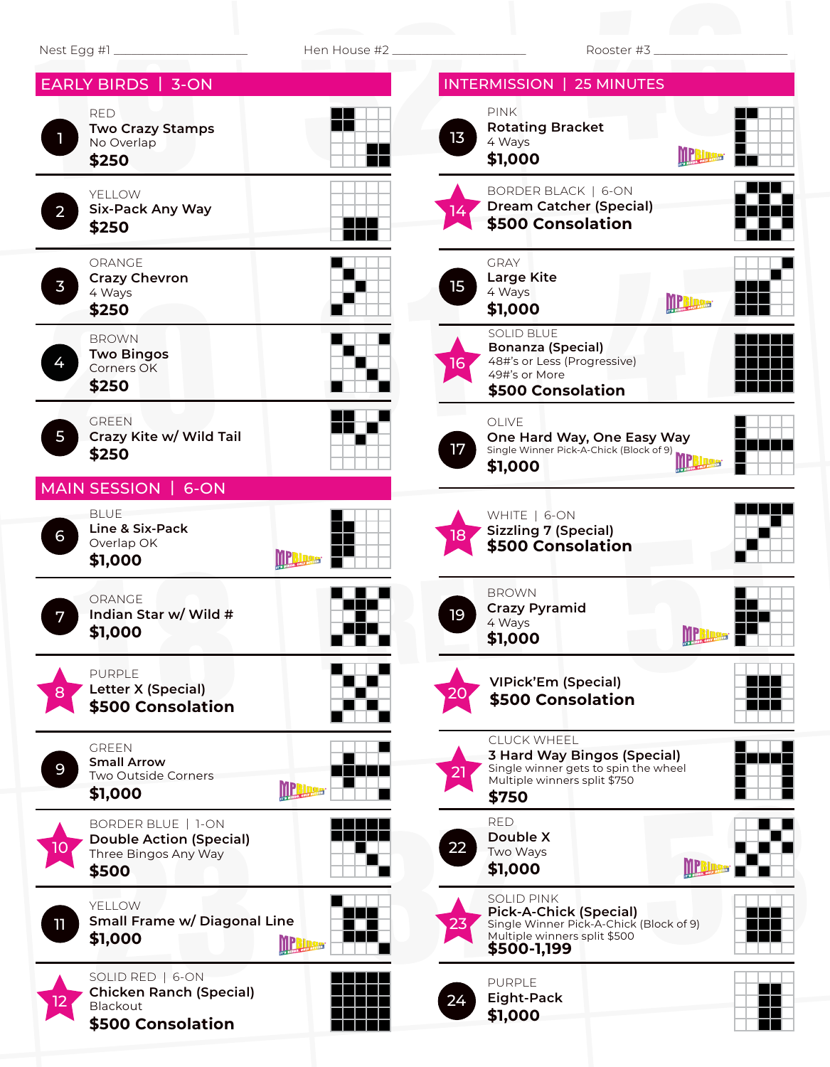Nest Egg #1 ____________________ Hen House #2 ____________________ Rooster #3 ____________________

## EARLY BIRDS | 3-ON

**1**
RED
**Two Crazy Stamps**
No Overlap
**$250**

**2**
YELLOW
**Six-Pack Any Way**
**$250**

**3**
ORANGE
**Crazy Chevron**
4 Ways
**$250**

**4**
BROWN
**Two Bingos**
Corners OK
**$250**

**5**
GREEN
**Crazy Kite w/ Wild Tail**
**$250**

## MAIN SESSION | 6-ON

**6**
BLUE
**Line & Six-Pack**
Overlap OK
**$1,000**

**7**
ORANGE
**Indian Star w/ Wild #**
**$1,000**

**8**
PURPLE
**Letter X (Special)**
**$500 Consolation**

**9**
GREEN
**Small Arrow**
Two Outside Corners
**$1,000**

**10**
BORDER BLUE | 1-ON
**Double Action (Special)**
Three Bingos Any Way
**$500**

**11**
YELLOW
**Small Frame w/ Diagonal Line**
**$1,000**

**12**
SOLID RED | 6-ON
**Chicken Ranch (Special)**
Blackout
**$500 Consolation**

## INTERMISSION | 25 MINUTES

**13**
PINK
**Rotating Bracket**
4 Ways
**$1,000**

**14**
BORDER BLACK | 6-ON
**Dream Catcher (Special)**
**$500 Consolation**

**15**
GRAY
**Large Kite**
4 Ways
**$1,000**

**16**
SOLID BLUE
**Bonanza (Special)**
48#'s or Less (Progressive)
49#'s or More
**$500 Consolation**

**17**
OLIVE
**One Hard Way, One Easy Way**
Single Winner Pick-A-Chick (Block of 9)
**$1,000**

**18**
WHITE | 6-ON
**Sizzling 7 (Special)**
**$500 Consolation**

**19**
BROWN
**Crazy Pyramid**
4 Ways
**$1,000**

**20**
**VIPick'Em (Special)**
**$500 Consolation**

**21**
CLUCK WHEEL
**3 Hard Way Bingos (Special)**
Single winner gets to spin the wheel
Multiple winners split $750
**$750**

**22**
RED
**Double X**
Two Ways
**$1,000**

**23**
SOLID PINK
**Pick-A-Chick (Special)**
Single Winner Pick-A-Chick (Block of 9)
Multiple winners split $500
**$500-1,199**

**24**
PURPLE
**Eight-Pack**
**$1,000**